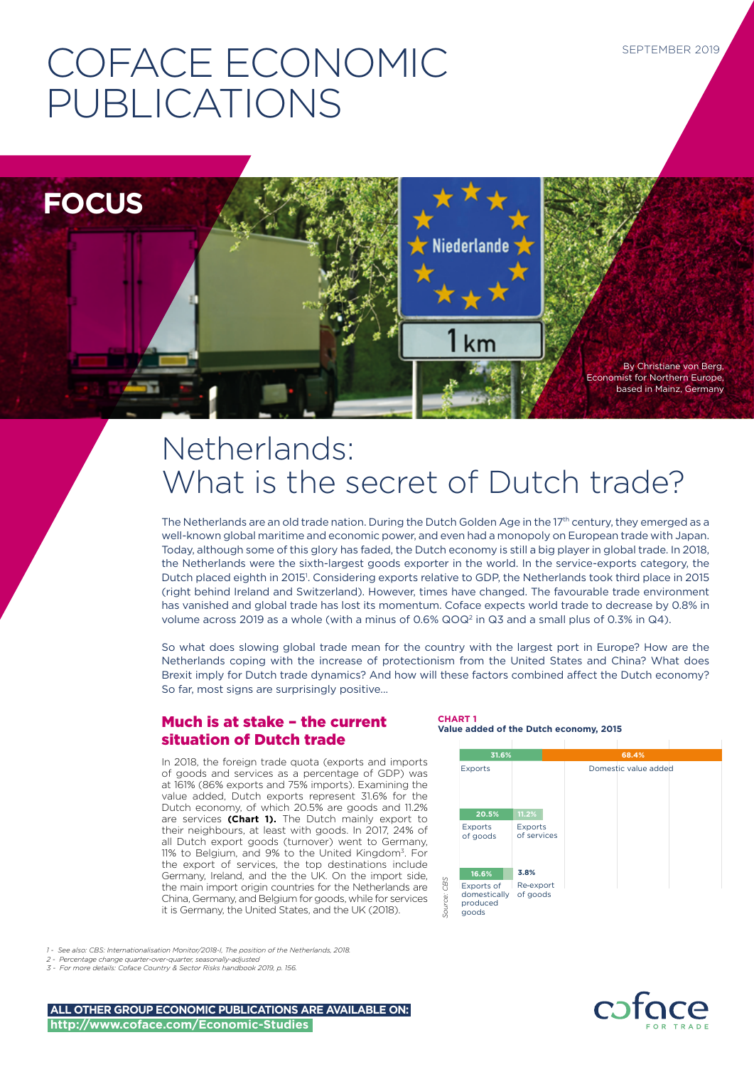SEPTEMBER 2019

# COFACE ECONOMIC PUBLICATIONS

**FOCUS**

By Christiane von Berg, Economist for Northern Europe, based in Mainz, Germany

# Netherlands: What is the secret of Dutch trade?

The Netherlands are an old trade nation. During the Dutch Golden Age in the 17th century, they emerged as a well-known global maritime and economic power, and even had a monopoly on European trade with Japan. Today, although some of this glory has faded, the Dutch economy is still a big player in global trade. In 2018, the Netherlands were the sixth-largest goods exporter in the world. In the service-exports category, the Dutch placed eighth in 2015[1]. Considering exports relative to GDP, the Netherlands took third place in 2015 (right behind Ireland and Switzerland). However, times have changed. The favourable trade environment has vanished and global trade has lost its momentum. Coface expects world trade to decrease by 0.8% in volume across 2019 as a whole (with a minus of 0.6% QOQ[2] in Q3 and a small plus of 0.3% in Q4).

So what does slowing global trade mean for the country with the largest port in Europe? How are the Netherlands coping with the increase of protectionism from the United States and China? What does Brexit imply for Dutch trade dynamics? And how will these factors combined affect the Dutch economy? So far, most signs are surprisingly positive...

## Much is at stake – the current situation of Dutch trade

In 2018, the foreign trade quota (exports and imports of goods and services as a percentage of GDP) was at 161% (86% exports and 75% imports). Examining the value added, Dutch exports represent 31.6% for the Dutch economy, of which 20.5% are goods and 11.2% are services **(Chart 1).** The Dutch mainly export to their neighbours, at least with goods. In 2017, 24% of all Dutch export goods (turnover) went to Germany, 11% to Belgium, and 9% to the United Kingdom[3]. For the export of services, the top destinations include Germany, Ireland, and the UK. On the import side, the main import origin countries for the Netherlands are China, Germany, and Belgium for goods, while for services it is Germany, the United States, and the UK (2018).

**CHART 1**
**Value added of the Dutch economy, 2015**

| Level | Component | Share |
|---|---|---|
| 1 | Exports | 31.6% |
| 1 | Domestic value added | 68.4% |
| 2 | Exports of goods | 20.5% |
| 2 | Exports of services | 11.2% |
| 3 | Exports of domestically produced goods | 16.6% |
| 3 | Re-export of goods | 3.8% |

*Source: CBS*

1 - See also: CBS: Internationalisation Monitor/2018-I, The position of the Netherlands, 2018.
2 - Percentage change quarter-over-quarter, seasonally-adjusted
3 - For more details: Coface Country & Sector Risks handbook 2019, p. 156.

**ALL OTHER GROUP ECONOMIC PUBLICATIONS ARE AVAILABLE ON: http://www.coface.com/Economic-Studies**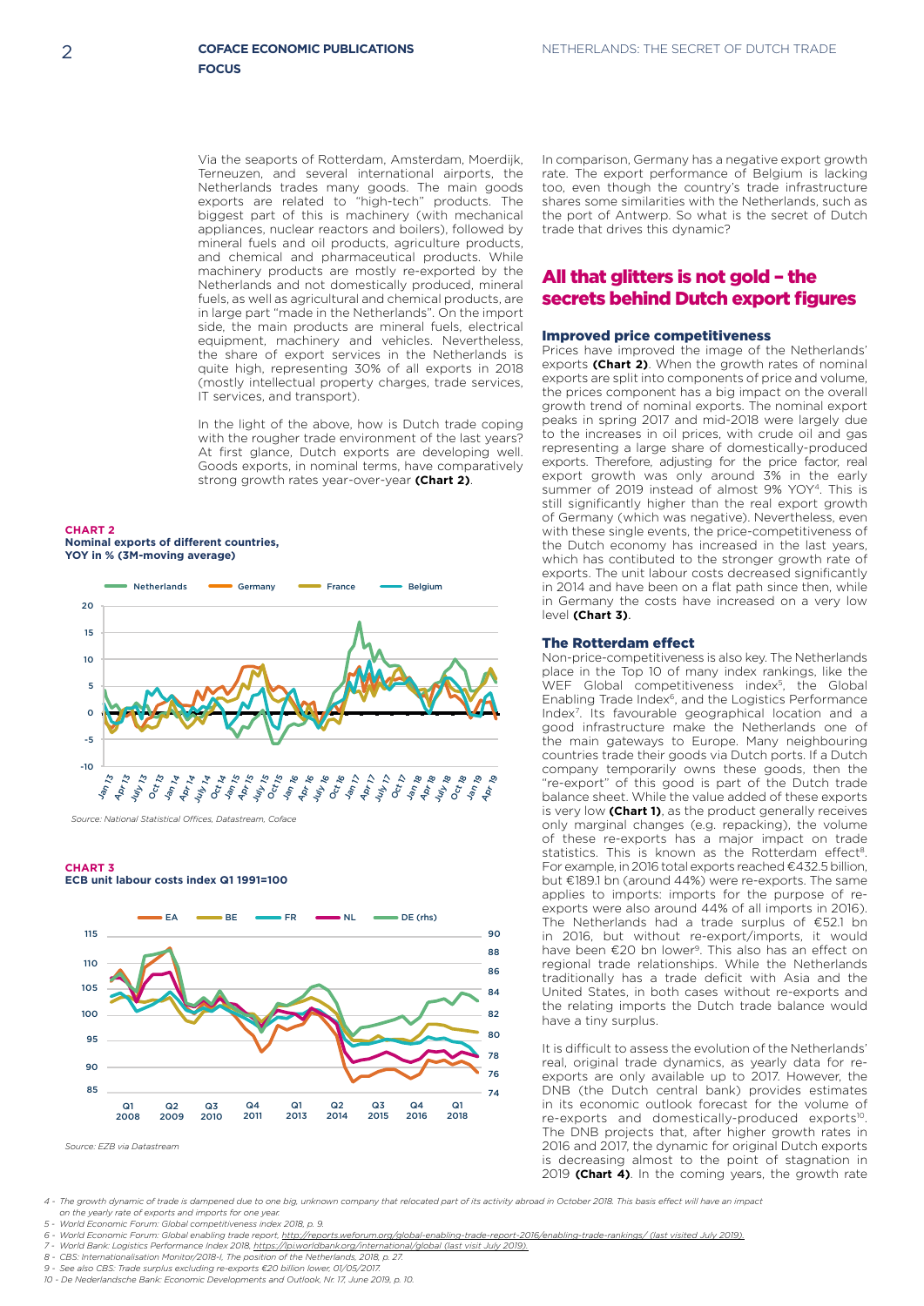Via the seaports of Rotterdam, Amsterdam, Moerdijk, Terneuzen, and several international airports, the Netherlands trades many goods. The main goods exports are related to "high-tech" products. The biggest part of this is machinery (with mechanical appliances, nuclear reactors and boilers), followed by mineral fuels and oil products, agriculture products, and chemical and pharmaceutical products. While machinery products are mostly re-exported by the Netherlands and not domestically produced, mineral fuels, as well as agricultural and chemical products, are in large part "made in the Netherlands". On the import side, the main products are mineral fuels, electrical equipment, machinery and vehicles. Nevertheless, the share of export services in the Netherlands is quite high, representing 30% of all exports in 2018 (mostly intellectual property charges, trade services, IT services, and transport).

In the light of the above, how is Dutch trade coping with the rougher trade environment of the last years? At first glance, Dutch exports are developing well. Goods exports, in nominal terms, have comparatively strong growth rates year-over-year **(Chart 2)**.

**CHART 2**
**Nominal exports of different countries, YOY in % (3M-moving average)**

*Source: National Statistical Offices, Datastream, Coface*

**CHART 3**
**ECB unit labour costs index Q1 1991=100**

*Source: EZB via Datastream*

In comparison, Germany has a negative export growth rate. The export performance of Belgium is lacking too, even though the country's trade infrastructure shares some similarities with the Netherlands, such as the port of Antwerp. So what is the secret of Dutch trade that drives this dynamic?

## All that glitters is not gold – the secrets behind Dutch export figures

### Improved price competitiveness

Prices have improved the image of the Netherlands' exports **(Chart 2)**. When the growth rates of nominal exports are split into components of price and volume, the prices component has a big impact on the overall growth trend of nominal exports. The nominal export peaks in spring 2017 and mid-2018 were largely due to the increases in oil prices, with crude oil and gas representing a large share of domestically-produced exports. Therefore, adjusting for the price factor, real export growth was only around 3% in the early summer of 2019 instead of almost 9% YOY[4]. This is still significantly higher than the real export growth of Germany (which was negative). Nevertheless, even with these single events, the price-competitiveness of the Dutch economy has increased in the last years, which has contibuted to the stronger growth rate of exports. The unit labour costs decreased significantly in 2014 and have been on a flat path since then, while in Germany the costs have increased on a very low level **(Chart 3)**.

### The Rotterdam effect

Non-price-competitiveness is also key. The Netherlands place in the Top 10 of many index rankings, like the WEF Global competitiveness index[5], the Global Enabling Trade Index[6], and the Logistics Performance Index[7]. Its favourable geographical location and a good infrastructure make the Netherlands one of the main gateways to Europe. Many neighbouring countries trade their goods via Dutch ports. If a Dutch company temporarily owns these goods, then the "re-export" of this good is part of the Dutch trade balance sheet. While the value added of these exports is very low **(Chart 1)**, as the product generally receives only marginal changes (e.g. repacking), the volume of these re-exports has a major impact on trade statistics. This is known as the Rotterdam effect[8]. For example, in 2016 total exports reached €432.5 billion, but €189.1 bn (around 44%) were re-exports. The same applies to imports: imports for the purpose of re-exports were also around 44% of all imports in 2016). The Netherlands had a trade surplus of €52.1 bn in 2016, but without re-export/imports, it would have been €20 bn lower[9]. This also has an effect on regional trade relationships. While the Netherlands traditionally has a trade deficit with Asia and the United States, in both cases without re-exports and the relating imports the Dutch trade balance would have a tiny surplus.

It is difficult to assess the evolution of the Netherlands' real, original trade dynamics, as yearly data for re-exports are only available up to 2017. However, the DNB (the Dutch central bank) provides estimates in its economic outlook forecast for the volume of re-exports and domestically-produced exports[10]. The DNB projects that, after higher growth rates in 2016 and 2017, the dynamic for original Dutch exports is decreasing almost to the point of stagnation in 2019 **(Chart 4)**. In the coming years, the growth rate

---

4 - The growth dynamic of trade is dampened due to one big, unknown company that relocated part of its activity abroad in October 2018. This basis effect will have an impact on the yearly rate of exports and imports for one year.
5 - World Economic Forum: Global competitiveness index 2018, p. 9.
6 - World Economic Forum: Global enabling trade report, http://reports.weforum.org/global-enabling-trade-report-2016/enabling-trade-rankings/ (last visited July 2019).
7 - World Bank: Logistics Performance Index 2018, https://lpi.worldbank.org/international/global (last visit July 2019).
8 - CBS: Internationalisation Monitor/2018-I, The position of the Netherlands, 2018, p. 27.
9 - See also CBS: Trade surplus excluding re-exports €20 billion lower, 01/05/2017.
10 - De Nederlandsche Bank: Economic Developments and Outlook, Nr. 17, June 2019, p. 10.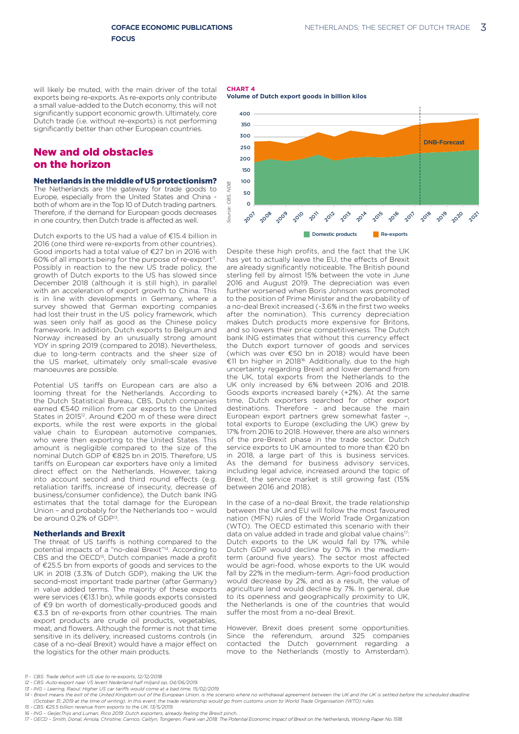will likely be muted, with the main driver of the total exports being re-exports. As re-exports only contribute a small value-added to the Dutch economy, this will not significantly support economic growth. Ultimately, core Dutch trade (i.e. without re-exports) is not performing significantly better than other European countries.

**CHART 4**
**Volume of Dutch export goods in billion kilos**

Source: CBS, NDB

Domestic products | Re-exports | DNB-Forecast

## New and old obstacles on the horizon

### Netherlands in the middle of US protectionism?

The Netherlands are the gateway for trade goods to Europe, especially from the United States and China - both of whom are in the Top 10 of Dutch trading partners. Therefore, if the demand for European goods decreases in one country, then Dutch trade is affected as well.

Dutch exports to the US had a value of €15.4 billion in 2016 (one third were re-exports from other countries). Good imports had a total value of €27 bn in 2016 with 60% of all imports being for the purpose of re-export[11]. Possibly in reaction to the new US trade policy, the growth of Dutch exports to the US has slowed since December 2018 (although it is still high), in parallel with an acceleration of export growth to China. This is in line with developments in Germany, where a survey showed that German exporting companies had lost their trust in the US policy framework, which was seen only half as good as the Chinese policy framework. In addition, Dutch exports to Belgium and Norway increased by an unusually strong amount YOY in spring 2019 (compared to 2018). Nevertheless, due to long-term contracts and the sheer size of the US market, ultimately only small-scale evasive manoeuvres are possible.

Potential US tariffs on European cars are also a looming threat for the Netherlands. According to the Dutch Statistical Bureau, CBS, Dutch companies earned €540 million from car exports to the United States in 2015[12]. Around €200 m of these were direct exports, while the rest were exports in the global value chain to European automotive companies, who were then exporting to the United States. This amount is negligible compared to the size of the nominal Dutch GDP of €825 bn in 2015. Therefore, US tariffs on European car exporters have only a limited direct effect on the Netherlands. However, taking into account second and third round effects (e.g. retaliation tariffs, increase of insecurity, decrease of business/consumer confidence), the Dutch bank ING estimates that the total damage for the European Union – and probably for the Netherlands too – would be around 0.2% of GDP[13].

### Netherlands and Brexit

The threat of US tariffs is nothing compared to the potential impacts of a "no-deal Brexit"[14]. According to CBS and the OECD[15], Dutch companies made a profit of €25.5 bn from exports of goods and services to the UK in 2018 (3.3% of Dutch GDP), making the UK the second-most important trade partner (after Germany) in value added terms. The majority of these exports were services (€13.1 bn), while goods exports consisted of €9 bn worth of domestically-produced goods and €3.3 bn of re-exports from other countries. The main export products are crude oil products, vegetables, meat, and flowers. Although the former is not that time sensitive in its delivery, increased customs controls (in case of a no-deal Brexit) would have a major effect on the logistics for the other main products.

Despite these high profits, and the fact that the UK has yet to actually leave the EU, the effects of Brexit are already significantly noticeable. The British pound sterling fell by almost 15% between the vote in June 2016 and August 2019. The depreciation was even further worsened when Boris Johnson was promoted to the position of Prime Minister and the probability of a no-deal Brexit increased (-3.6% in the first two weeks after the nomination). This currency depreciation makes Dutch products more expensive for Britons, and so lowers their price competitiveness. The Dutch bank ING estimates that without this currency effect the Dutch export turnover of goods and services (which was over €50 bn in 2018) would have been €11 bn higher in 2018[16]. Additionally, due to the high uncertainty regarding Brexit and lower demand from the UK, total exports from the Netherlands to the UK only increased by 6% between 2016 and 2018. Goods exports increased barely (+2%). At the same time, Dutch exporters searched for other export destinations. Therefore – and because the main European export partners grew somewhat faster –, total exports to Europe (excluding the UK) grew by 17% from 2016 to 2018. However, there are also winners of the pre-Brexit phase in the trade sector. Dutch service exports to UK amounted to more than €20 bn in 2018, a large part of this is business services. As the demand for business advisory services, including legal advice, increased around the topic of Brexit, the service market is still growing fast (15% between 2016 and 2018).

In the case of a no-deal Brexit, the trade relationship between the UK and EU will follow the most favoured nation (MFN) rules of the World Trade Organization (WTO). The OECD estimated this scenario with their data on value added in trade and global value chains[17]: Dutch exports to the UK would fall by 17%, while Dutch GDP would decline by 0.7% in the medium-term (around five years). The sector most affected would be agri-food, whose exports to the UK would fall by 22% in the medium-term. Agri-food production would decrease by 2%, and as a result, the value of agriculture land would decline by 7%. In general, due to its openness and geographically proximity to UK, the Netherlands is one of the countries that would suffer the most from a no-deal Brexit.

However, Brexit does present some opportunities. Since the referendum, around 325 companies contacted the Dutch government regarding a move to the Netherlands (mostly to Amsterdam).

11 - CBS: Trade deficit with US due to re-exports, 12/12/2018.
12 - CBS: Auto-export naar VS levert Nederland half miljard op, 04/06/2019.
13 - ING – Leering, Raoul: Higher US car tariffs would come at a bad time, 15/02/2019.
14 - Brexit means the exit of the United Kingdom out of the European Union. is the scenario where no withdrawal agreement between the UK and the UK is settled before the scheduled deadline (October 31, 2019 at the time of writing). In this event, the trade relationship would go from customs union to World Trade Organisation (WTO) rules.
15 - CBS: €25.5 billion revenue from exports to the UK, 13/5/2019.
16 - ING – Geijer,Thijs and Luman, Rico 2019: Dutch exporters, already feeling the Brexit pinch.
17 - OECD – Smith, Donal; Arriola, Christine; Carrico, Caitlyn, Tongeren, Frank van 2018: The Potential Economic Impact of Brexit on the Netherlands, Working Paper No. 1518.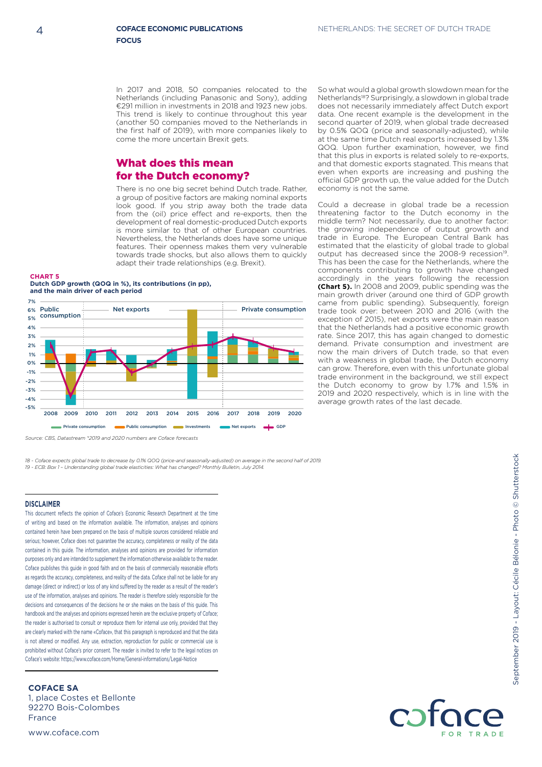In 2017 and 2018, 50 companies relocated to the Netherlands (including Panasonic and Sony), adding €291 million in investments in 2018 and 1923 new jobs. This trend is likely to continue throughout this year (another 50 companies moved to the Netherlands in the first half of 2019), with more companies likely to come the more uncertain Brexit gets.

## What does this mean for the Dutch economy?

There is no one big secret behind Dutch trade. Rather, a group of positive factors are making nominal exports look good. If you strip away both the trade data from the (oil) price effect and re-exports, then the development of real domestic-produced Dutch exports is more similar to that of other European countries. Nevertheless, the Netherlands does have some unique features. Their openness makes them very vulnerable towards trade shocks, but also allows them to quickly adapt their trade relationships (e.g. Brexit).

**CHART 5**
**Dutch GDP growth (QOQ in %), its contributions (in pp), and the main driver of each period**

Public consumption
Net exports
Private consumption

7%
6%
5%
4%
3%
2%
1%
0%
-1%
-2%
-3%
-4%
-5%

2008 2009 2010 2011 2012 2013 2014 2015 2016 2017 2018 2019 2020

Private consumption | Public consumption | Investments | Net exports | GDP

*Source: CBS, Datastream \*2019 and 2020 numbers are Coface forecasts*

So what would a global growth slowdown mean for the Netherlands[18]? Surprisingly, a slowdown in global trade does not necessarily immediately affect Dutch export data. One recent example is the development in the second quarter of 2019, when global trade decreased by 0.5% QOQ (price and seasonally-adjusted), while at the same time Dutch real exports increased by 1.3% QOQ. Upon further examination, however, we find that this plus in exports is related solely to re-exports, and that domestic exports stagnated. This means that even when exports are increasing and pushing the official GDP growth up, the value added for the Dutch economy is not the same.

Could a decrease in global trade be a recession threatening factor to the Dutch economy in the middle term? Not necessarily, due to another factor: the growing independence of output growth and trade in Europe. The European Central Bank has estimated that the elasticity of global trade to global output has decreased since the 2008-9 recession[19]. This has been the case for the Netherlands, where the components contributing to growth have changed accordingly in the years following the recession **(Chart 5).** In 2008 and 2009, public spending was the main growth driver (around one third of GDP growth came from public spending). Subsequently, foreign trade took over: between 2010 and 2016 (with the exception of 2015), net exports were the main reason that the Netherlands had a positive economic growth rate. Since 2017, this has again changed to domestic demand. Private consumption and investment are now the main drivers of Dutch trade, so that even with a weakness in global trade, the Dutch economy can grow. Therefore, even with this unfortunate global trade environment in the background, we still expect the Dutch economy to grow by 1.7% and 1.5% in 2019 and 2020 respectively, which is in line with the average growth rates of the last decade.

*18 - Coface expects global trade to decrease by 0.1% QOQ (price-and seasonally-adjusted) on average in the second half of 2019.*
*19 - ECB: Box 1 – Understanding global trade elasticities: What has changed? Monthly Bulletin, July 2014.*

### DISCLAIMER

This document reflects the opinion of Coface's Economic Research Department at the time of writing and based on the information available. The information, analyses and opinions contained herein have been prepared on the basis of multiple sources considered reliable and serious; however, Coface does not guarantee the accuracy, completeness or reality of the data contained in this guide. The information, analyses and opinions are provided for information purposes only and are intended to supplement the information otherwise available to the reader. Coface publishes this guide in good faith and on the basis of commercially reasonable efforts as regards the accuracy, completeness, and reality of the data. Coface shall not be liable for any damage (direct or indirect) or loss of any kind suffered by the reader as a result of the reader's use of the information, analyses and opinions. The reader is therefore solely responsible for the decisions and consequences of the decisions he or she makes on the basis of this guide. This handbook and the analyses and opinions expressed herein are the exclusive property of Coface; the reader is authorised to consult or reproduce them for internal use only, provided that they are clearly marked with the name «Coface», that this paragraph is reproduced and that the data is not altered or modified. Any use, extraction, reproduction for public or commercial use is prohibited without Coface's prior consent. The reader is invited to refer to the legal notices on Coface's website: https://www.coface.com/Home/General-informations/Legal-Notice

**COFACE SA**
1, place Costes et Bellonte
92270 Bois-Colombes
France

www.coface.com

September 2019 - Layout: Cécile Bélonie - Photo © Shutterstock